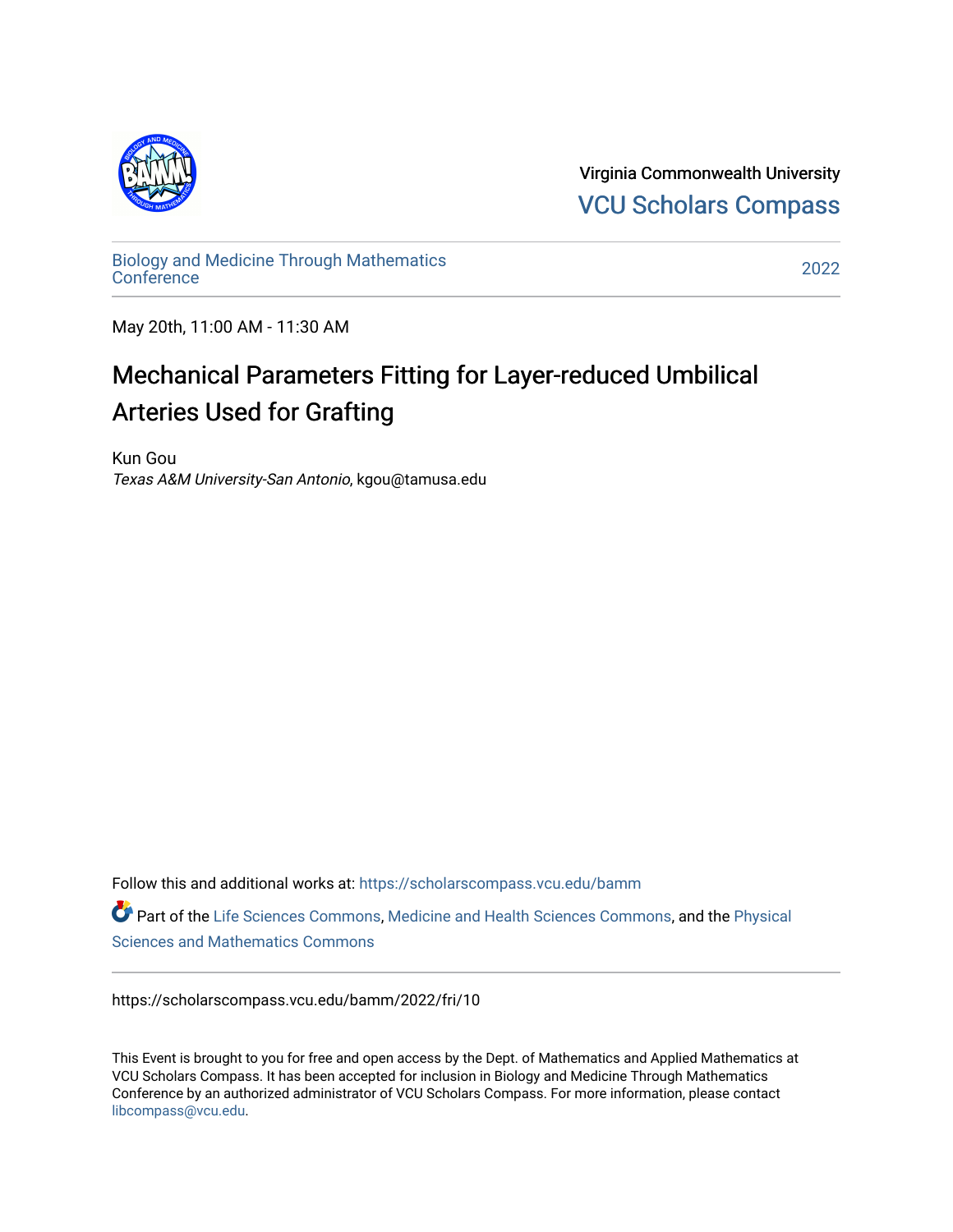Virginia Commonwealth University

VCU Scholars Compass

Biology and Medicine Through Mathematics Conference

2022

May 20th, 11:00 AM - 11:30 AM

# Mechanical Parameters Fitting for Layer-reduced Umbilical Arteries Used for Grafting

Kun Gou

*Texas A&M University-San Antonio*, kgou@tamusa.edu

Follow this and additional works at: https://scholarscompass.vcu.edu/bamm

Part of the Life Sciences Commons, Medicine and Health Sciences Commons, and the Physical Sciences and Mathematics Commons

https://scholarscompass.vcu.edu/bamm/2022/fri/10

This Event is brought to you for free and open access by the Dept. of Mathematics and Applied Mathematics at VCU Scholars Compass. It has been accepted for inclusion in Biology and Medicine Through Mathematics Conference by an authorized administrator of VCU Scholars Compass. For more information, please contact libcompass@vcu.edu.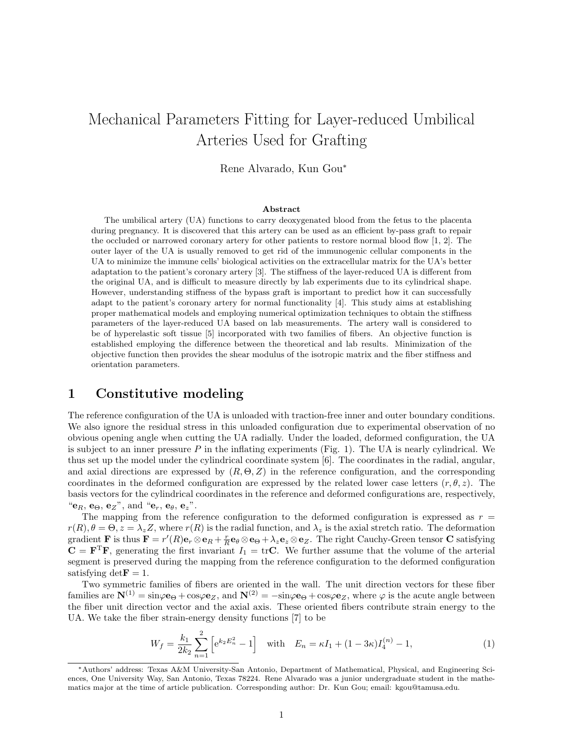# Mechanical Parameters Fitting for Layer-reduced Umbilical Arteries Used for Grafting

Rene Alvarado, Kun Gou*

**Abstract**

The umbilical artery (UA) functions to carry deoxygenated blood from the fetus to the placenta during pregnancy. It is discovered that this artery can be used as an efficient by-pass graft to repair the occluded or narrowed coronary artery for other patients to restore normal blood flow [1, 2]. The outer layer of the UA is usually removed to get rid of the immunogenic cellular components in the UA to minimize the immune cells' biological activities on the extracellular matrix for the UA's better adaptation to the patient's coronary artery [3]. The stiffness of the layer-reduced UA is different from the original UA, and is difficult to measure directly by lab experiments due to its cylindrical shape. However, understanding stiffness of the bypass graft is important to predict how it can successfully adapt to the patient's coronary artery for normal functionality [4]. This study aims at establishing proper mathematical models and employing numerical optimization techniques to obtain the stiffness parameters of the layer-reduced UA based on lab measurements. The artery wall is considered to be of hyperelastic soft tissue [5] incorporated with two families of fibers. An objective function is established employing the difference between the theoretical and lab results. Minimization of the objective function then provides the shear modulus of the isotropic matrix and the fiber stiffness and orientation parameters.

## 1 Constitutive modeling

The reference configuration of the UA is unloaded with traction-free inner and outer boundary conditions. We also ignore the residual stress in this unloaded configuration due to experimental observation of no obvious opening angle when cutting the UA radially. Under the loaded, deformed configuration, the UA is subject to an inner pressure $P$ in the inflating experiments (Fig. 1). The UA is nearly cylindrical. We thus set up the model under the cylindrical coordinate system [6]. The coordinates in the radial, angular, and axial directions are expressed by $(R, \Theta, Z)$ in the reference configuration, and the corresponding coordinates in the deformed configuration are expressed by the related lower case letters $(r, \theta, z)$. The basis vectors for the cylindrical coordinates in the reference and deformed configurations are, respectively, "$\mathbf{e}_R$, $\mathbf{e}_\Theta$, $\mathbf{e}_Z$", and "$\mathbf{e}_r$, $\mathbf{e}_\theta$, $\mathbf{e}_z$".

The mapping from the reference configuration to the deformed configuration is expressed as $r = r(R), \theta = \Theta, z = \lambda_z Z$, where $r(R)$ is the radial function, and $\lambda_z$ is the axial stretch ratio. The deformation gradient $\mathbf{F}$ is thus $\mathbf{F} = r'(R)\mathbf{e}_r \otimes \mathbf{e}_R + \frac{r}{R}\mathbf{e}_\theta \otimes \mathbf{e}_\Theta + \lambda_z \mathbf{e}_z \otimes \mathbf{e}_Z$. The right Cauchy-Green tensor $\mathbf{C}$ satisfying $\mathbf{C} = \mathbf{F}^{\mathrm{T}}\mathbf{F}$, generating the first invariant $I_1 = \mathrm{tr}\mathbf{C}$. We further assume that the volume of the arterial segment is preserved during the mapping from the reference configuration to the deformed configuration satisfying $\det\mathbf{F} = 1$.

Two symmetric families of fibers are oriented in the wall. The unit direction vectors for these fiber families are $\mathbf{N}^{(1)} = \sin\varphi\mathbf{e}_\Theta + \cos\varphi\mathbf{e}_Z$, and $\mathbf{N}^{(2)} = -\sin\varphi\mathbf{e}_\Theta + \cos\varphi\mathbf{e}_Z$, where $\varphi$ is the acute angle between the fiber unit direction vector and the axial axis. These oriented fibers contribute strain energy to the UA. We take the fiber strain-energy density functions [7] to be

$$W_f = \frac{k_1}{2k_2}\sum_{n=1}^{2}\left[\mathrm{e}^{k_2 E_n^2} - 1\right] \quad \text{with} \quad E_n = \kappa I_1 + (1 - 3\kappa)I_4^{(n)} - 1, \tag{1}$$

*Authors' address: Texas A&M University-San Antonio, Department of Mathematical, Physical, and Engineering Sciences, One University Way, San Antonio, Texas 78224. Rene Alvarado was a junior undergraduate student in the mathematics major at the time of article publication. Corresponding author: Dr. Kun Gou; email: kgou@tamusa.edu.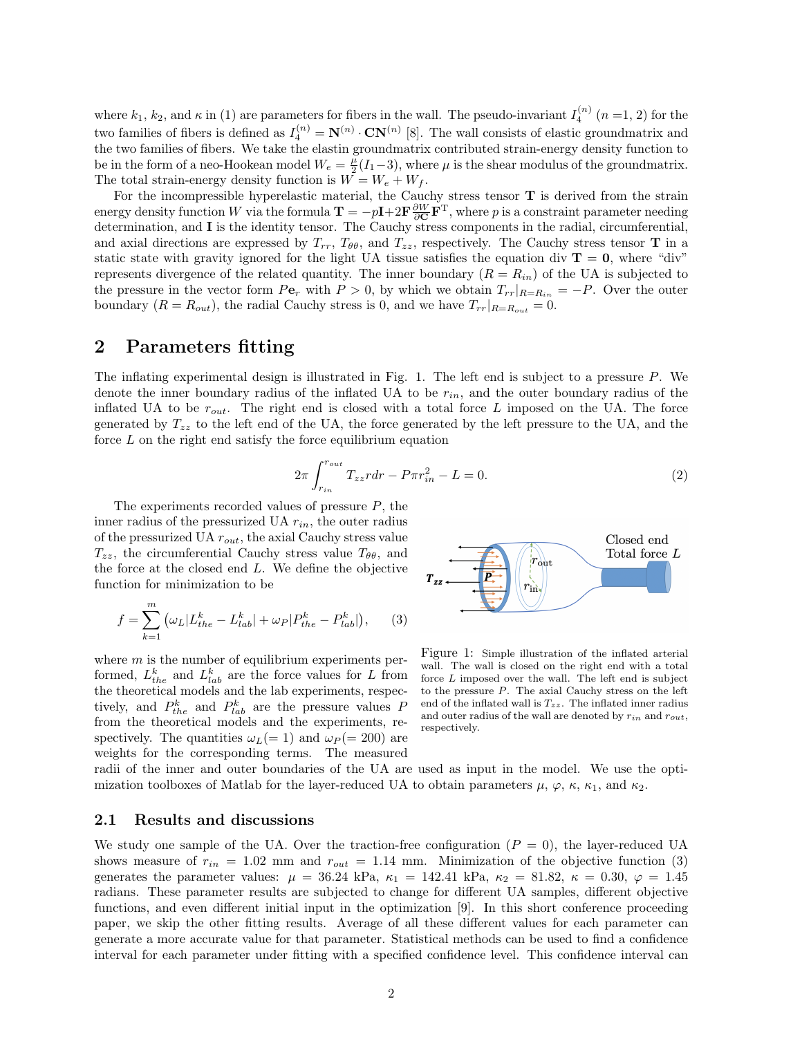where $k_1$, $k_2$, and $\kappa$ in (1) are parameters for fibers in the wall. The pseudo-invariant $I_4^{(n)}$ ($n$ =1, 2) for the two families of fibers is defined as $I_4^{(n)} = \mathbf{N}^{(n)} \cdot \mathbf{C}\mathbf{N}^{(n)}$ [8]. The wall consists of elastic groundmatrix and the two families of fibers. We take the elastin groundmatrix contributed strain-energy density function to be in the form of a neo-Hookean model $W_e = \frac{\mu}{2}(I_1 - 3)$, where $\mu$ is the shear modulus of the groundmatrix. The total strain-energy density function is $W = W_e + W_f$.

For the incompressible hyperelastic material, the Cauchy stress tensor $\mathbf{T}$ is derived from the strain energy density function $W$ via the formula $\mathbf{T} = -p\mathbf{I} + 2\mathbf{F}\frac{\partial W}{\partial \mathbf{C}}\mathbf{F}^{\mathrm{T}}$, where $p$ is a constraint parameter needing determination, and $\mathbf{I}$ is the identity tensor. The Cauchy stress components in the radial, circumferential, and axial directions are expressed by $T_{rr}$, $T_{\theta\theta}$, and $T_{zz}$, respectively. The Cauchy stress tensor $\mathbf{T}$ in a static state with gravity ignored for the light UA tissue satisfies the equation div $\mathbf{T} = \mathbf{0}$, where "div" represents divergence of the related quantity. The inner boundary ($R = R_{in}$) of the UA is subjected to the pressure in the vector form $P\mathbf{e}_r$ with $P > 0$, by which we obtain $T_{rr}|_{R=R_{in}} = -P$. Over the outer boundary ($R = R_{out}$), the radial Cauchy stress is 0, and we have $T_{rr}|_{R=R_{out}} = 0$.

## 2 Parameters fitting

The inflating experimental design is illustrated in Fig. 1. The left end is subject to a pressure $P$. We denote the inner boundary radius of the inflated UA to be $r_{in}$, and the outer boundary radius of the inflated UA to be $r_{out}$. The right end is closed with a total force $L$ imposed on the UA. The force generated by $T_{zz}$ to the left end of the UA, the force generated by the left pressure to the UA, and the force $L$ on the right end satisfy the force equilibrium equation

$$2\pi \int_{r_{in}}^{r_{out}} T_{zz} r dr - P\pi r_{in}^2 - L = 0. \tag{2}$$

The experiments recorded values of pressure $P$, the inner radius of the pressurized UA $r_{in}$, the outer radius of the pressurized UA $r_{out}$, the axial Cauchy stress value $T_{zz}$, the circumferential Cauchy stress value $T_{\theta\theta}$, and the force at the closed end $L$. We define the objective function for minimization to be

$$f = \sum_{k=1}^{m} \left( \omega_L |L_{the}^k - L_{lab}^k| + \omega_P |P_{the}^k - P_{lab}^k| \right), \tag{3}$$

where $m$ is the number of equilibrium experiments performed, $L_{the}^k$ and $L_{lab}^k$ are the force values for $L$ from the theoretical models and the lab experiments, respectively, and $P_{the}^k$ and $P_{lab}^k$ are the pressure values $P$ from the theoretical models and the experiments, respectively. The quantities $\omega_L (= 1)$ and $\omega_P (= 200)$ are weights for the corresponding terms. The measured radii of the inner and outer boundaries of the UA are used as input in the model. We use the optimization toolboxes of Matlab for the layer-reduced UA to obtain parameters $\mu$, $\varphi$, $\kappa$, $\kappa_1$, and $\kappa_2$.

Closed end
Total force $L$
$T_{zz}$
$P$
$r_{out}$
$r_{in}$

Figure 1: Simple illustration of the inflated arterial wall. The wall is closed on the right end with a total force $L$ imposed over the wall. The left end is subject to the pressure $P$. The axial Cauchy stress on the left end of the inflated wall is $T_{zz}$. The inflated inner radius and outer radius of the wall are denoted by $r_{in}$ and $r_{out}$, respectively.

### 2.1 Results and discussions

We study one sample of the UA. Over the traction-free configuration ($P = 0$), the layer-reduced UA shows measure of $r_{in} = 1.02$ mm and $r_{out} = 1.14$ mm. Minimization of the objective function (3) generates the parameter values: $\mu = 36.24$ kPa, $\kappa_1 = 142.41$ kPa, $\kappa_2 = 81.82$, $\kappa = 0.30$, $\varphi = 1.45$ radians. These parameter results are subjected to change for different UA samples, different objective functions, and even different initial input in the optimization [9]. In this short conference proceeding paper, we skip the other fitting results. Average of all these different values for each parameter can generate a more accurate value for that parameter. Statistical methods can be used to find a confidence interval for each parameter under fitting with a specified confidence level. This confidence interval can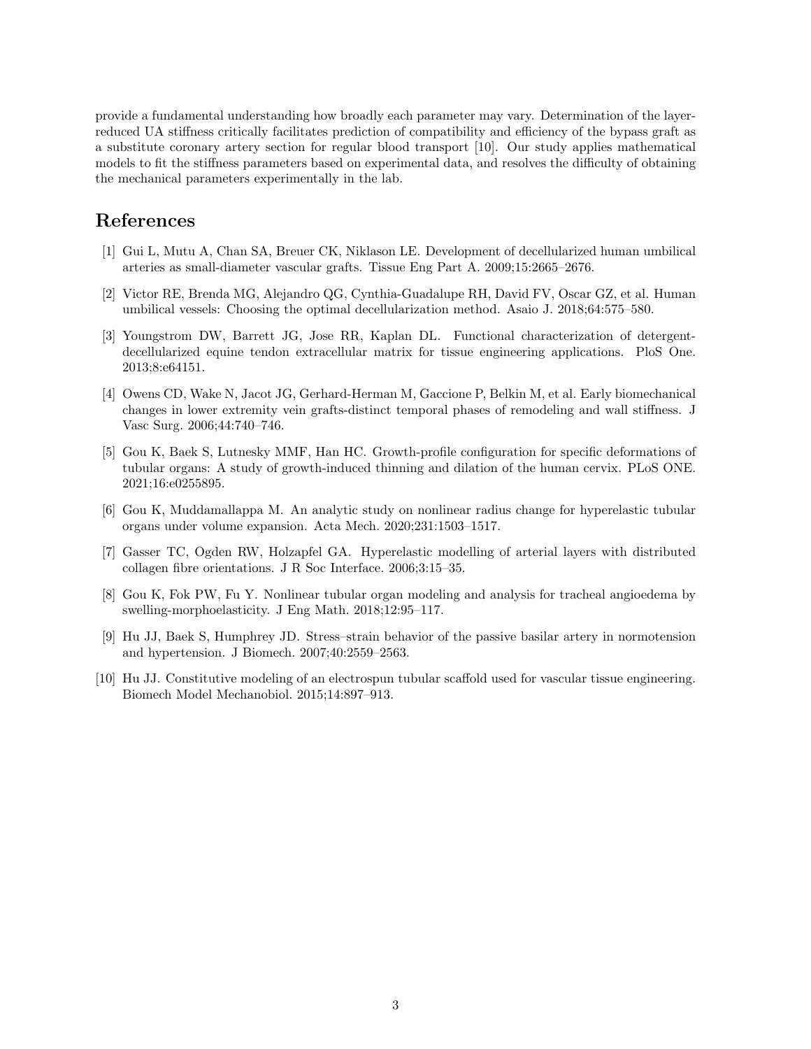provide a fundamental understanding how broadly each parameter may vary. Determination of the layer-reduced UA stiffness critically facilitates prediction of compatibility and efficiency of the bypass graft as a substitute coronary artery section for regular blood transport [10]. Our study applies mathematical models to fit the stiffness parameters based on experimental data, and resolves the difficulty of obtaining the mechanical parameters experimentally in the lab.

## References

[1] Gui L, Mutu A, Chan SA, Breuer CK, Niklason LE. Development of decellularized human umbilical arteries as small-diameter vascular grafts. Tissue Eng Part A. 2009;15:2665–2676.

[2] Victor RE, Brenda MG, Alejandro QG, Cynthia-Guadalupe RH, David FV, Oscar GZ, et al. Human umbilical vessels: Choosing the optimal decellularization method. Asaio J. 2018;64:575–580.

[3] Youngstrom DW, Barrett JG, Jose RR, Kaplan DL. Functional characterization of detergent-decellularized equine tendon extracellular matrix for tissue engineering applications. PloS One. 2013;8:e64151.

[4] Owens CD, Wake N, Jacot JG, Gerhard-Herman M, Gaccione P, Belkin M, et al. Early biomechanical changes in lower extremity vein grafts-distinct temporal phases of remodeling and wall stiffness. J Vasc Surg. 2006;44:740–746.

[5] Gou K, Baek S, Lutnesky MMF, Han HC. Growth-profile configuration for specific deformations of tubular organs: A study of growth-induced thinning and dilation of the human cervix. PLoS ONE. 2021;16:e0255895.

[6] Gou K, Muddamallappa M. An analytic study on nonlinear radius change for hyperelastic tubular organs under volume expansion. Acta Mech. 2020;231:1503–1517.

[7] Gasser TC, Ogden RW, Holzapfel GA. Hyperelastic modelling of arterial layers with distributed collagen fibre orientations. J R Soc Interface. 2006;3:15–35.

[8] Gou K, Fok PW, Fu Y. Nonlinear tubular organ modeling and analysis for tracheal angioedema by swelling-morphoelasticity. J Eng Math. 2018;12:95–117.

[9] Hu JJ, Baek S, Humphrey JD. Stress–strain behavior of the passive basilar artery in normotension and hypertension. J Biomech. 2007;40:2559–2563.

[10] Hu JJ. Constitutive modeling of an electrospun tubular scaffold used for vascular tissue engineering. Biomech Model Mechanobiol. 2015;14:897–913.